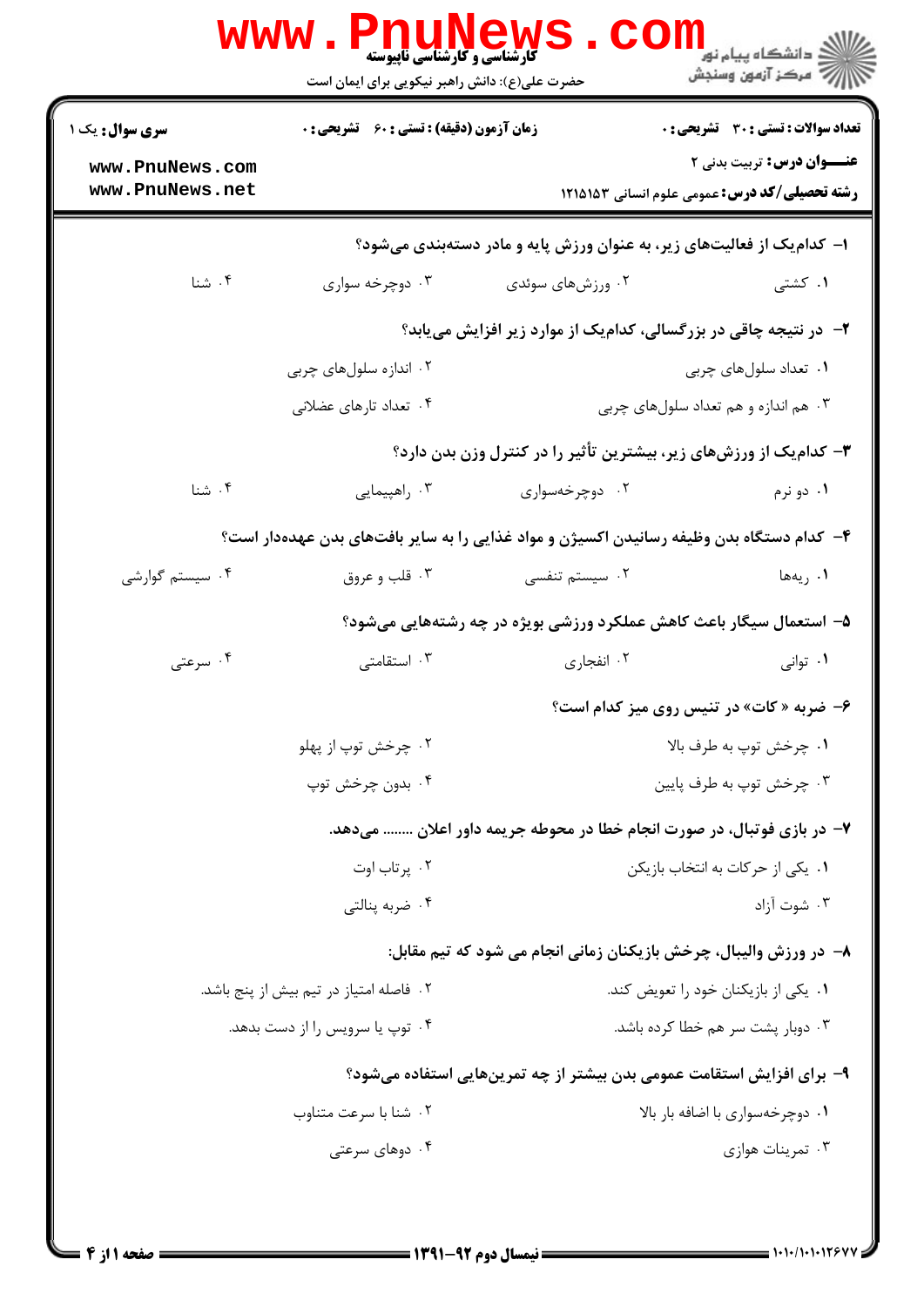کارشناسی و کارشناسی ناپیوسته

حضرت علی(ع): دانش راهبر نیکویی برای ایمان است

دانشگاه پیام نور
مرکز آزمون وسنجش

**سری سوال:** یک ۱ | **زمان آزمون (دقیقه) : تستی : ۶۰ تشریحی : ۰** | **تعداد سوالات : تستی : ۳۰ تشریحی : ۰**

**عنـــوان درس:** تربیت بدنی ۲

**رشته تحصیلی/کد درس:** عمومی علوم انسانی ۱۲۱۵۱۵۳

**۱-** کدام‌یک از فعالیت‌های زیر، به عنوان ورزش پایه و مادر دسته‌بندی می‌شود؟

۱. کشتی ۲. ورزش‌های سوئدی ۳. دوچرخه سواری ۴. شنا

**۲-** در نتیجه چاقی در بزرگسالی، کدام‌یک از موارد زیر افزایش می‌یابد؟

۱. تعداد سلول‌های چربی
۲. اندازه سلول‌های چربی
۳. هم اندازه و هم تعداد سلول‌های چربی
۴. تعداد تارهای عضلانی

**۳-** کدام‌یک از ورزش‌های زیر، بیشترین تأثیر را در کنترل وزن بدن دارد؟

۱. دو نرم ۲. دوچرخه‌سواری ۳. راهپیمایی ۴. شنا

**۴-** کدام دستگاه بدن وظیفه رسانیدن اکسیژن و مواد غذایی را به سایر بافت‌های بدن عهده‌دار است؟

۱. ریه‌ها ۲. سیستم تنفسی ۳. قلب و عروق ۴. سیستم گوارشی

**۵-** استعمال سیگار باعث کاهش عملکرد ورزشی بویژه در چه رشته‌هایی می‌شود؟

۱. توانی ۲. انفجاری ۳. استقامتی ۴. سرعتی

**۶-** ضربه « کات» در تنیس روی میز کدام است؟

۱. چرخش توپ به طرف بالا
۲. چرخش توپ از پهلو
۳. چرخش توپ به طرف پایین
۴. بدون چرخش توپ

**۷-** در بازی فوتبال، در صورت انجام خطا در محوطه جریمه داور اعلان ........ می‌دهد.

۱. یکی از حرکات به انتخاب بازیکن
۲. پرتاب اوت
۳. شوت آزاد
۴. ضربه پنالتی

**۸-** در ورزش والیبال، چرخش بازیکنان زمانی انجام می شود که تیم مقابل:

۱. یکی از بازیکنان خود را تعویض کند.
۲. فاصله امتیاز در تیم بیش از پنج باشد.
۳. دوبار پشت سر هم خطا کرده باشد.
۴. توپ یا سرویس را از دست بدهد.

**۹-** برای افزایش استقامت عمومی بدن بیشتر از چه تمرین‌هایی استفاده می‌شود؟

۱. دوچرخه‌سواری با اضافه بار بالا
۲. شنا با سرعت متناوب
۳. تمرینات هوازی
۴. دوهای سرعتی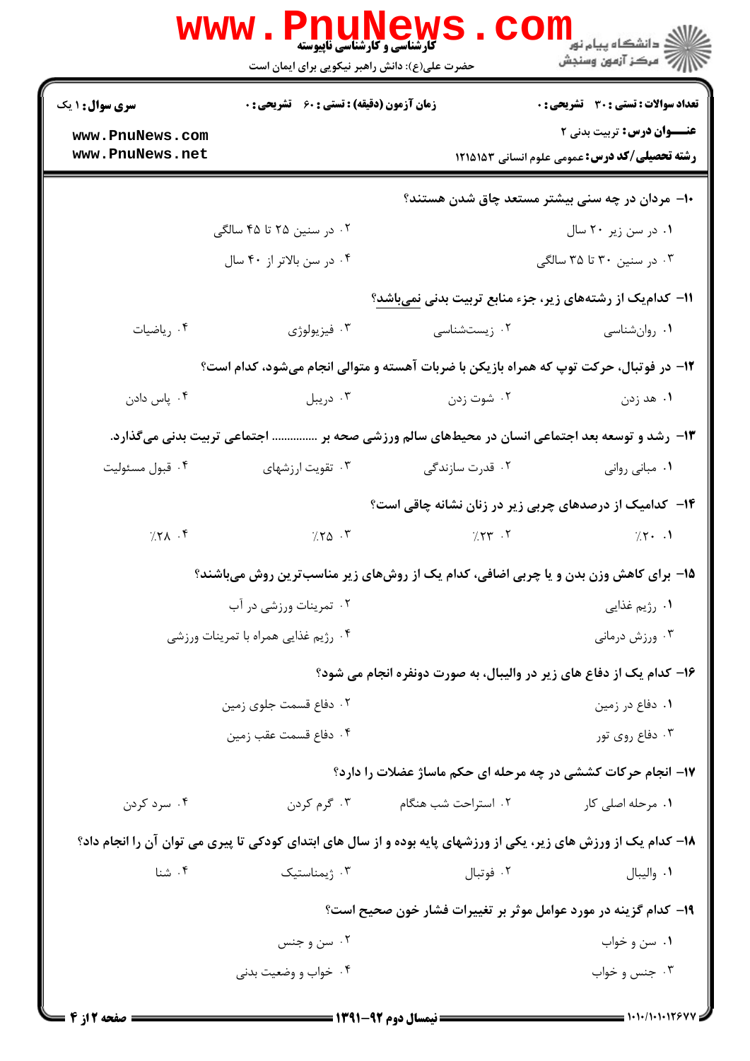۱۰- مردان در چه سنی بیشتر مستعد چاق شدن هستند؟

۱. در سن زیر ۲۰ سال

۲. در سنین ۲۵ تا ۴۵ سالگی

۳. در سنین ۳۰ تا ۳۵ سالگی

۴. در سن بالاتر از ۴۰ سال

۱۱- کدام‌یک از رشته‌های زیر، جزء منابع تربیت بدنی نمی‌باشد؟

۱. روان‌شناسی

۲. زیست‌شناسی

۳. فیزیولوژی

۴. ریاضیات

۱۲- در فوتبال، حرکت توپ که همراه بازیکن با ضربات آهسته و متوالی انجام می‌شود، کدام است؟

۱. هد زدن

۲. شوت زدن

۳. دریبل

۴. پاس دادن

۱۳- رشد و توسعه بعد اجتماعی انسان در محیط‌های سالم ورزشی صحه بر .............. اجتماعی تربیت بدنی می‌گذارد.

۱. مبانی روانی

۲. قدرت سازندگی

۳. تقویت ارزشهای

۴. قبول مسئولیت

۱۴- کدامیک از درصدهای چربی زیر در زنان نشانه چاقی است؟

۱. ٪۲۰

۲. ٪۲۳

۳. ٪۲۵

۴. ٪۲۸

۱۵- برای کاهش وزن بدن و یا چربی اضافی، کدام یک از روش‌های زیر مناسب‌ترین روش می‌باشند؟

۱. رژیم غذایی

۲. تمرینات ورزشی در آب

۳. ورزش درمانی

۴. رژیم غذایی همراه با تمرینات ورزشی

۱۶- کدام یک از دفاع های زیر در والیبال، به صورت دونفره انجام می شود؟

۱. دفاع در زمین

۲. دفاع قسمت جلوی زمین

۳. دفاع روی تور

۴. دفاع قسمت عقب زمین

۱۷- انجام حرکات کششی در چه مرحله ای حکم ماساژ عضلات را دارد؟

۱. مرحله اصلی کار

۲. استراحت شب هنگام

۳. گرم کردن

۴. سرد کردن

۱۸- کدام یک از ورزش های زیر، یکی از ورزشهای پایه بوده و از سال های ابتدای کودکی تا پیری می توان آن را انجام داد؟

۱. والیبال

۲. فوتبال

۳. ژیمناستیک

۴. شنا

۱۹- کدام گزینه در مورد عوامل موثر بر تغییرات فشار خون صحیح است؟

۱. سن و خواب

۲. سن و جنس

۳. جنس و خواب

۴. خواب و وضعیت بدنی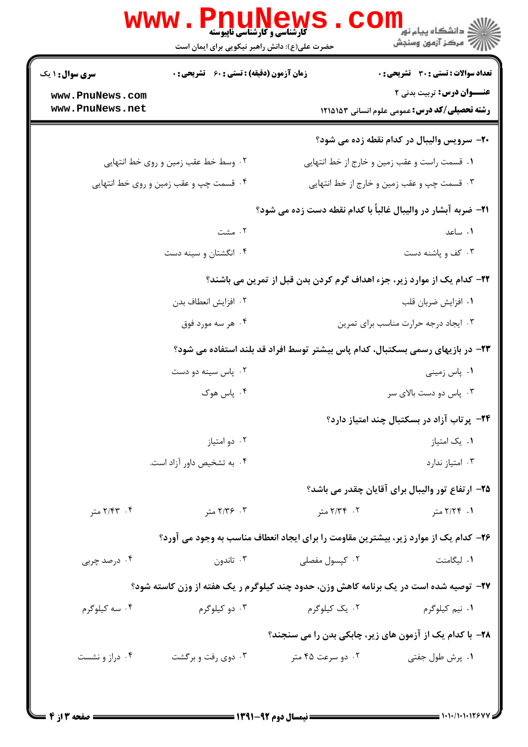۲۰- سرویس والیبال در کدام نقطه زده می شود؟

۱. قسمت راست و عقب زمین و خارج از خط انتهایی

۲. وسط خط عقب زمین و روی خط انتهایی

۳. قسمت چپ و عقب زمین و خارج از خط انتهایی

۴. قسمت چپ و عقب زمین و روی خط انتهایی

۲۱- ضربه آبشار در والیبال غالباً با کدام نقطه دست زده می شود؟

۱. ساعد

۲. مشت

۳. کف و پاشنه دست

۴. انگشتان و سینه دست

۲۲- کدام یک از موارد زیر، جزء اهداف گرم کردن بدن قبل از تمرین می باشند؟

۱. افزایش ضربان قلب

۲. افزایش انعطاف بدن

۳. ایجاد درجه حرارت مناسب برای تمرین

۴. هر سه مورد فوق

۲۳- در بازیهای رسمی بسکتبال، کدام پاس بیشتر توسط افراد قد بلند استفاده می شود؟

۱. پاس زمینی

۲. پاس سینه دو دست

۳. پاس دو دست بالای سر

۴. پاس هوک

۲۴- پرتاب آزاد در بسکتبال چند امتیاز دارد؟

۱. یک امتیاز

۲. دو امتیاز

۳. امتیاز ندارد

۴. به تشخیص داور آزاد است.

۲۵- ارتفاع تور والیبال برای آقایان چقدر می باشد؟

۱. ۲/۲۴ متر

۲. ۲/۳۴ متر

۳. ۲/۳۶ متر

۴. ۲/۴۳ متر

۲۶- کدام یک از موارد زیر، بیشترین مقاومت را برای ایجاد انعطاف مناسب به وجود می آورد؟

۱. لیگامنت

۲. کپسول مفصلی

۳. تاندون

۴. درصد چربی

۲۷- توصیه شده است در یک برنامه کاهش وزن، حدود چند کیلوگرم ر یک هفته از وزن کاسته شود؟

۱. نیم کیلوگرم

۲. یک کیلوگرم

۳. دو کیلوگرم

۴. سه کیلوگرم

۲۸- با کدام یک از آزمون های زیر، چابکی بدن را می سنجند؟

۱. پرش طول جفتی

۲. دو سرعت ۴۵ متر

۳. دوی رفت و برگشت

۴. دراز و نشست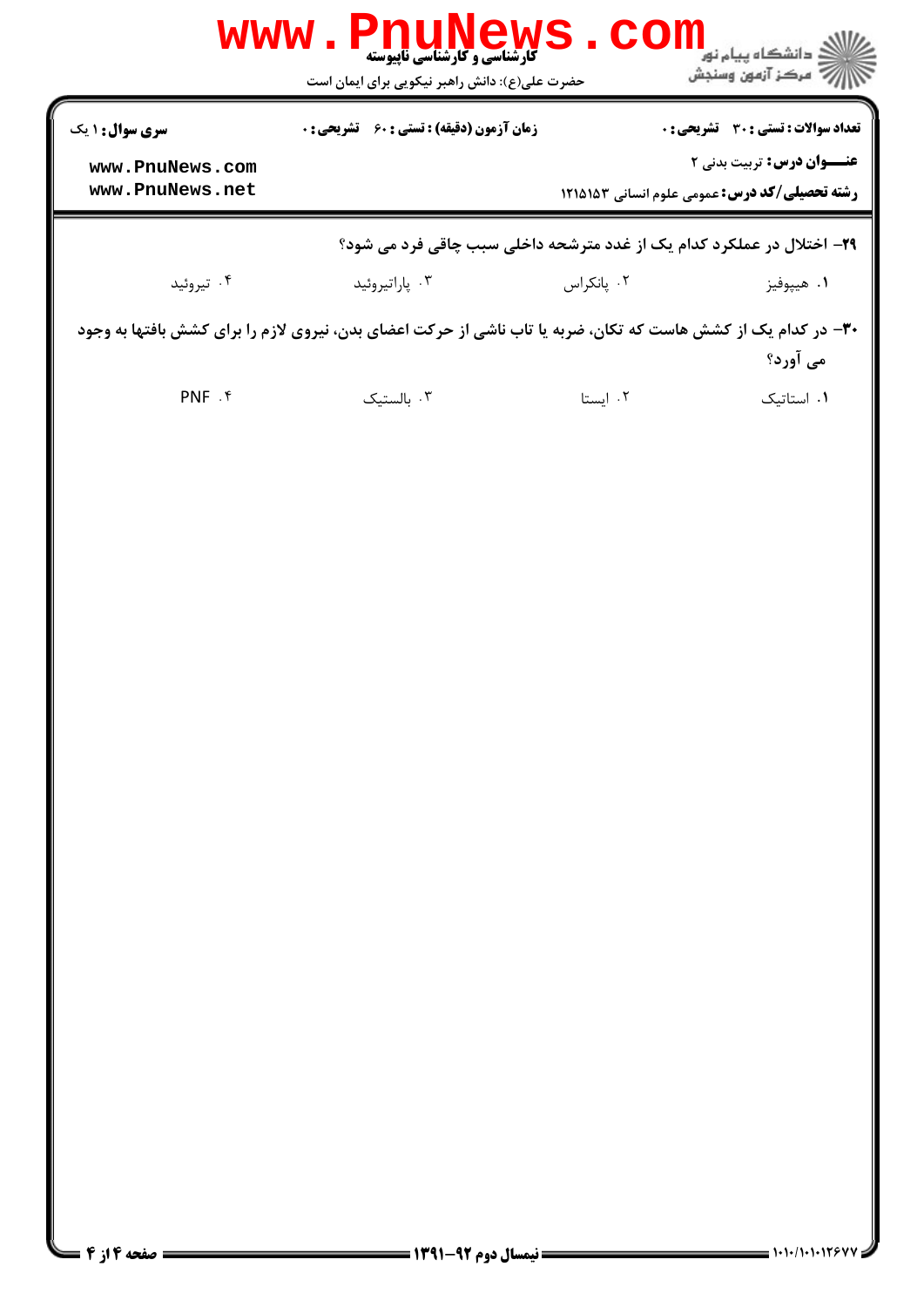**۲۹- اختلال در عملکرد کدام یک از غدد مترشحه داخلی سبب چاقی فرد می شود؟**

۱. هیپوفیز ۲. پانکراس ۳. پاراتیروئید ۴. تیروئید

**۳۰- در کدام یک از کشش هاست که تکان، ضربه یا تاب ناشی از حرکت اعضای بدن، نیروی لازم را برای کشش بافتها به وجود می آورد؟**

۱. استاتیک ۲. ایستا ۳. بالستیک ۴. PNF